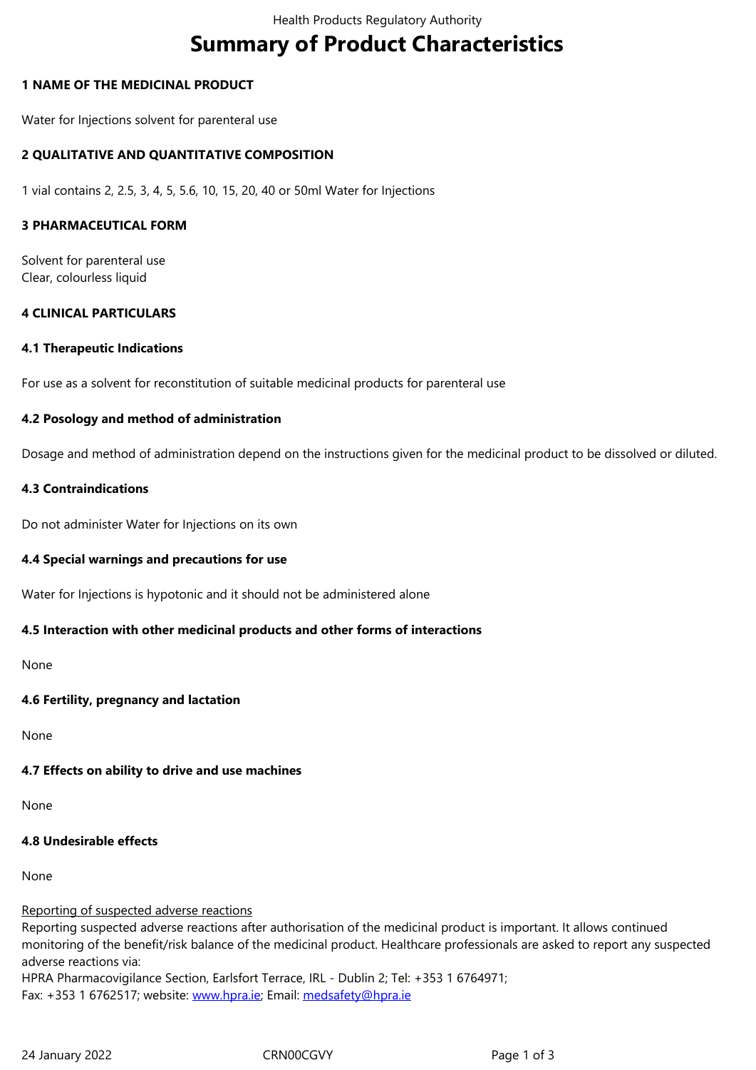# Summary of Product Characteristics

## 1 NAME OF THE MEDICINAL PRODUCT

Water for Injections solvent for parenteral use

## 2 QUALITATIVE AND QUANTITATIVE COMPOSITION

1 vial contains 2, 2.5, 3, 4, 5, 5.6, 10, 15, 20, 40 or 50ml Water for Injections

## 3 PHARMACEUTICAL FORM

Solvent for parenteral use
Clear, colourless liquid

## 4 CLINICAL PARTICULARS

### 4.1 Therapeutic Indications

For use as a solvent for reconstitution of suitable medicinal products for parenteral use

### 4.2 Posology and method of administration

Dosage and method of administration depend on the instructions given for the medicinal product to be dissolved or diluted.

### 4.3 Contraindications

Do not administer Water for Injections on its own

### 4.4 Special warnings and precautions for use

Water for Injections is hypotonic and it should not be administered alone

### 4.5 Interaction with other medicinal products and other forms of interactions

None

### 4.6 Fertility, pregnancy and lactation

None

### 4.7 Effects on ability to drive and use machines

None

### 4.8 Undesirable effects

None

Reporting of suspected adverse reactions
Reporting suspected adverse reactions after authorisation of the medicinal product is important. It allows continued monitoring of the benefit/risk balance of the medicinal product. Healthcare professionals are asked to report any suspected adverse reactions via:
HPRA Pharmacovigilance Section, Earlsfort Terrace, IRL - Dublin 2; Tel: +353 1 6764971;
Fax: +353 1 6762517; website: www.hpra.ie; Email: medsafety@hpra.ie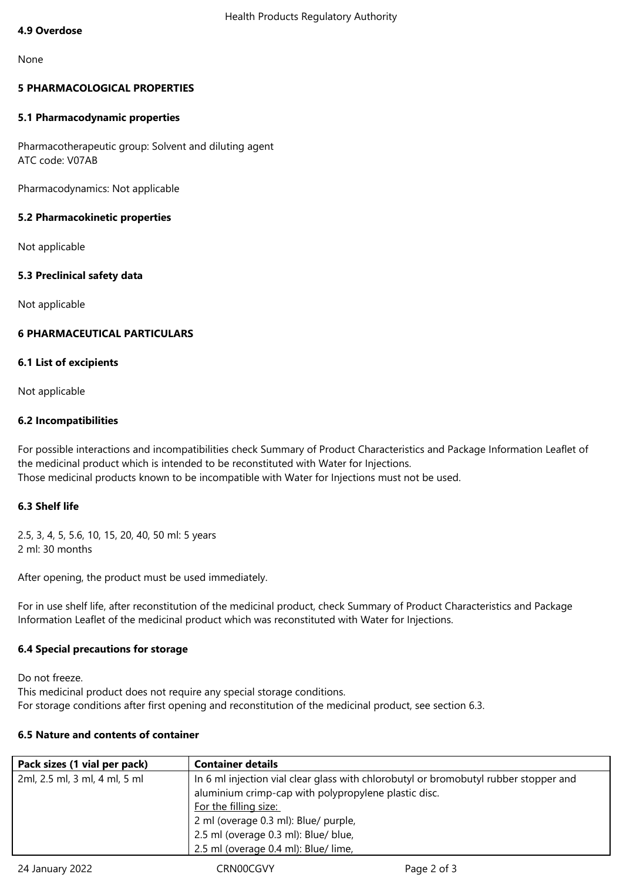### 4.9 Overdose

None

## 5 PHARMACOLOGICAL PROPERTIES

### 5.1 Pharmacodynamic properties

Pharmacotherapeutic group: Solvent and diluting agent
ATC code: V07AB

Pharmacodynamics: Not applicable

### 5.2 Pharmacokinetic properties

Not applicable

### 5.3 Preclinical safety data

Not applicable

## 6 PHARMACEUTICAL PARTICULARS

### 6.1 List of excipients

Not applicable

### 6.2 Incompatibilities

For possible interactions and incompatibilities check Summary of Product Characteristics and Package Information Leaflet of the medicinal product which is intended to be reconstituted with Water for Injections.
Those medicinal products known to be incompatible with Water for Injections must not be used.

### 6.3 Shelf life

2.5, 3, 4, 5, 5.6, 10, 15, 20, 40, 50 ml: 5 years
2 ml: 30 months

After opening, the product must be used immediately.

For in use shelf life, after reconstitution of the medicinal product, check Summary of Product Characteristics and Package Information Leaflet of the medicinal product which was reconstituted with Water for Injections.

### 6.4 Special precautions for storage

Do not freeze.
This medicinal product does not require any special storage conditions.
For storage conditions after first opening and reconstitution of the medicinal product, see section 6.3.

### 6.5 Nature and contents of container

| Pack sizes (1 vial per pack) | Container details |
|---|---|
| 2ml, 2.5 ml, 3 ml, 4 ml, 5 ml | In 6 ml injection vial clear glass with chlorobutyl or bromobutyl rubber stopper and aluminium crimp-cap with polypropylene plastic disc.<br>For the filling size:<br>2 ml (overage 0.3 ml): Blue/ purple,<br>2.5 ml (overage 0.3 ml): Blue/ blue,<br>2.5 ml (overage 0.4 ml): Blue/ lime, |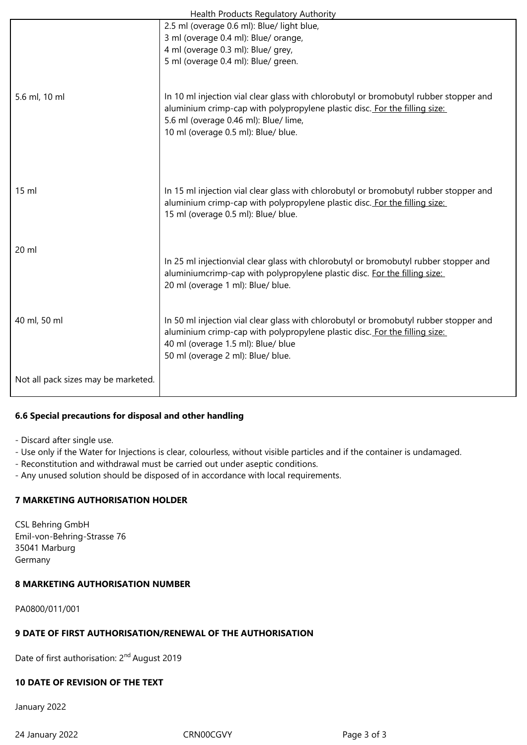| | |
|---|---|
| | 2.5 ml (overage 0.6 ml): Blue/ light blue,<br>3 ml (overage 0.4 ml): Blue/ orange,<br>4 ml (overage 0.3 ml): Blue/ grey,<br>5 ml (overage 0.4 ml): Blue/ green. |
| 5.6 ml, 10 ml | In 10 ml injection vial clear glass with chlorobutyl or bromobutyl rubber stopper and aluminium crimp-cap with polypropylene plastic disc. For the filling size:<br>5.6 ml (overage 0.46 ml): Blue/ lime,<br>10 ml (overage 0.5 ml): Blue/ blue. |
| 15 ml | In 15 ml injection vial clear glass with chlorobutyl or bromobutyl rubber stopper and aluminium crimp-cap with polypropylene plastic disc. For the filling size:<br>15 ml (overage 0.5 ml): Blue/ blue. |
| 20 ml | In 25 ml injectionvial clear glass with chlorobutyl or bromobutyl rubber stopper and aluminiumcrimp-cap with polypropylene plastic disc. For the filling size:<br>20 ml (overage 1 ml): Blue/ blue. |
| 40 ml, 50 ml | In 50 ml injection vial clear glass with chlorobutyl or bromobutyl rubber stopper and aluminium crimp-cap with polypropylene plastic disc. For the filling size:<br>40 ml (overage 1.5 ml): Blue/ blue<br>50 ml (overage 2 ml): Blue/ blue. |
| Not all pack sizes may be marketed. | |

### 6.6 Special precautions for disposal and other handling

- Discard after single use.
- Use only if the Water for Injections is clear, colourless, without visible particles and if the container is undamaged.
- Reconstitution and withdrawal must be carried out under aseptic conditions.
- Any unused solution should be disposed of in accordance with local requirements.

## 7 MARKETING AUTHORISATION HOLDER

CSL Behring GmbH
Emil-von-Behring-Strasse 76
35041 Marburg
Germany

## 8 MARKETING AUTHORISATION NUMBER

PA0800/011/001

## 9 DATE OF FIRST AUTHORISATION/RENEWAL OF THE AUTHORISATION

Date of first authorisation: 2nd August 2019

## 10 DATE OF REVISION OF THE TEXT

January 2022